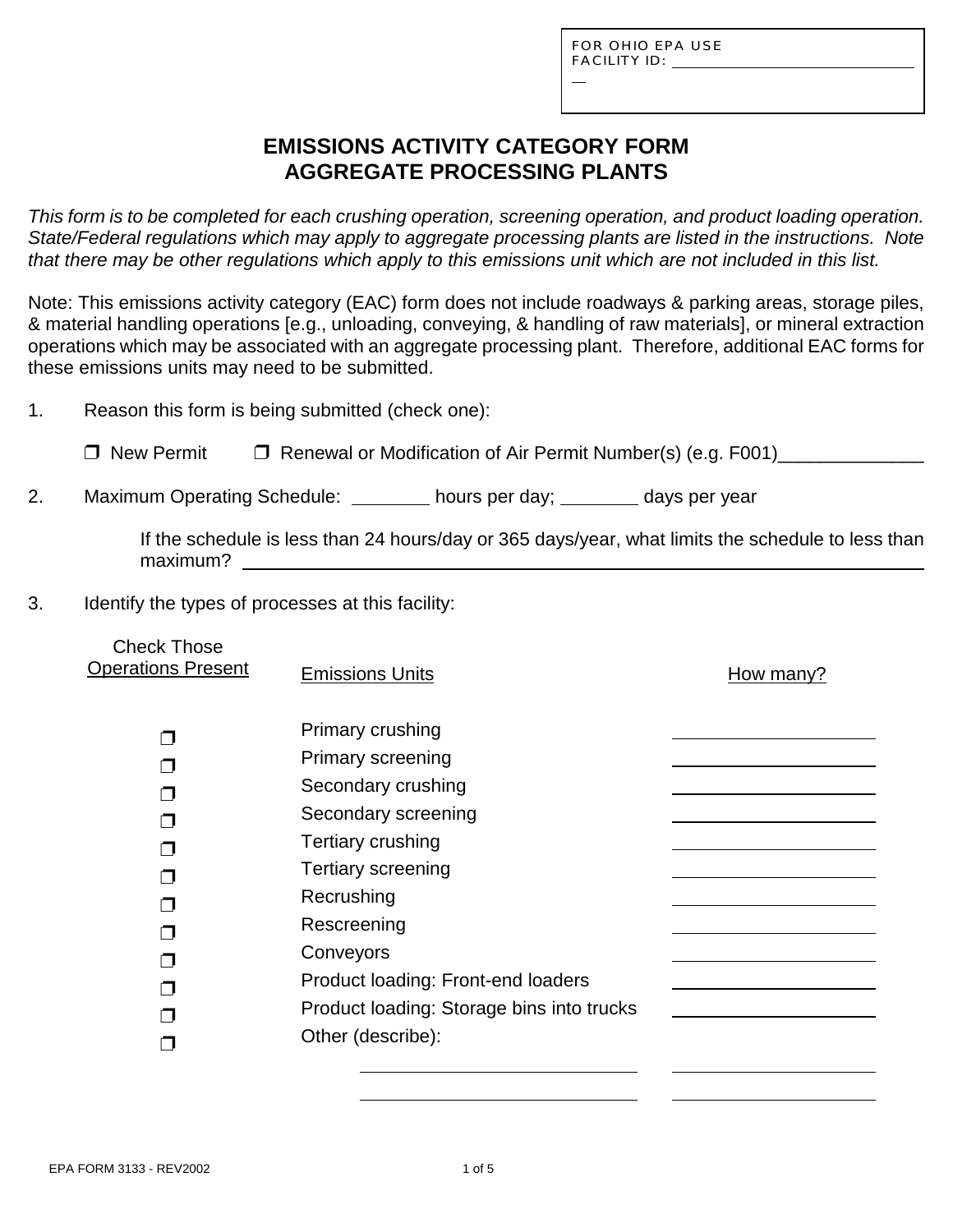FOR OHIO EPA USE
FACILITY ID: ______________________________

# EMISSIONS ACTIVITY CATEGORY FORM
# AGGREGATE PROCESSING PLANTS

*This form is to be completed for each crushing operation, screening operation, and product loading operation. State/Federal regulations which may apply to aggregate processing plants are listed in the instructions. Note that there may be other regulations which apply to this emissions unit which are not included in this list.*

Note: This emissions activity category (EAC) form does not include roadways & parking areas, storage piles, & material handling operations [e.g., unloading, conveying, & handling of raw materials], or mineral extraction operations which may be associated with an aggregate processing plant. Therefore, additional EAC forms for these emissions units may need to be submitted.

1. Reason this form is being submitted (check one):

   ❐ New Permit ❐ Renewal or Modification of Air Permit Number(s) (e.g. F001)______________

2. Maximum Operating Schedule: ________ hours per day; ________ days per year

   If the schedule is less than 24 hours/day or 365 days/year, what limits the schedule to less than maximum? ______________________________

3. Identify the types of processes at this facility:

| Check Those Operations Present | Emissions Units | How many? |
|---|---|---|
| ❐ | Primary crushing | ________ |
| ❐ | Primary screening | ________ |
| ❐ | Secondary crushing | ________ |
| ❐ | Secondary screening | ________ |
| ❐ | Tertiary crushing | ________ |
| ❐ | Tertiary screening | ________ |
| ❐ | Recrushing | ________ |
| ❐ | Rescreening | ________ |
| ❐ | Conveyors | ________ |
| ❐ | Product loading: Front-end loaders | ________ |
| ❐ | Product loading: Storage bins into trucks | ________ |
| ❐ | Other (describe): | |
| | ______________________ | ________ |
| | ______________________ | ________ |

EPA FORM 3133 - REV2002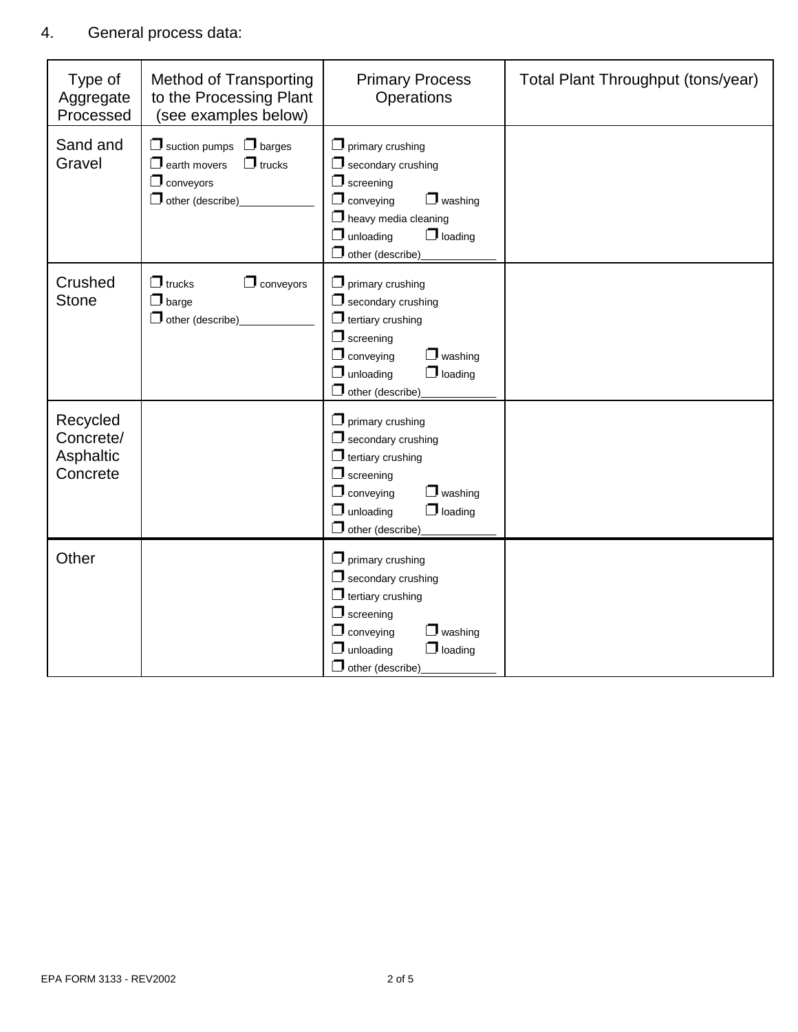4. General process data:

| Type of Aggregate Processed | Method of Transporting to the Processing Plant (see examples below) | Primary Process Operations | Total Plant Throughput (tons/year) |
|---|---|---|---|
| Sand and Gravel | ❒ suction pumps ❒ barges<br>❒ earth movers ❒ trucks<br>❒ conveyors<br>❒ other (describe)____________ | ❒ primary crushing<br>❒ secondary crushing<br>❒ screening<br>❒ conveying ❒ washing<br>❒ heavy media cleaning<br>❒ unloading ❒ loading<br>❒ other (describe)____________ | |
| Crushed Stone | ❒ trucks ❒ conveyors<br>❒ barge<br>❒ other (describe)____________ | ❒ primary crushing<br>❒ secondary crushing<br>❒ tertiary crushing<br>❒ screening<br>❒ conveying ❒ washing<br>❒ unloading ❒ loading<br>❒ other (describe)____________ | |
| Recycled Concrete/ Asphaltic Concrete | | ❒ primary crushing<br>❒ secondary crushing<br>❒ tertiary crushing<br>❒ screening<br>❒ conveying ❒ washing<br>❒ unloading ❒ loading<br>❒ other (describe)____________ | |
| Other | | ❒ primary crushing<br>❒ secondary crushing<br>❒ tertiary crushing<br>❒ screening<br>❒ conveying ❒ washing<br>❒ unloading ❒ loading<br>❒ other (describe)____________ | |

EPA FORM 3133 - REV2002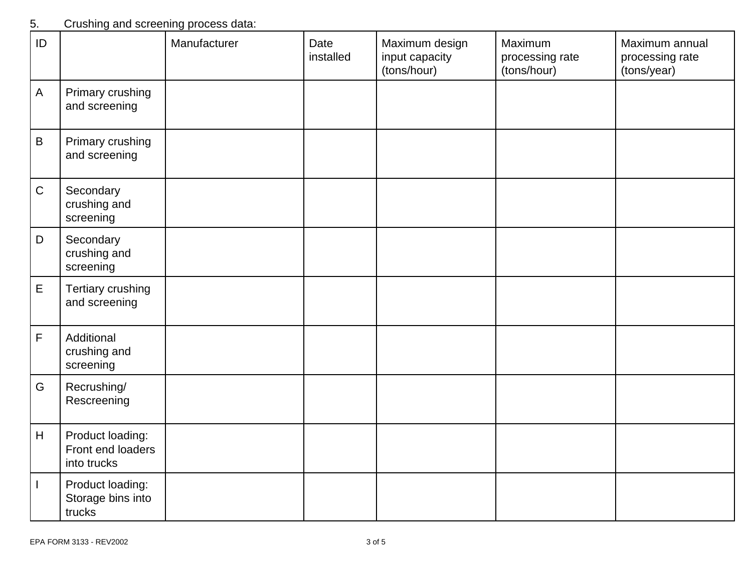5. Crushing and screening process data:

| ID | | Manufacturer | Date installed | Maximum design input capacity (tons/hour) | Maximum processing rate (tons/hour) | Maximum annual processing rate (tons/year) |
|---|---|---|---|---|---|---|
| A | Primary crushing and screening | | | | | |
| B | Primary crushing and screening | | | | | |
| C | Secondary crushing and screening | | | | | |
| D | Secondary crushing and screening | | | | | |
| E | Tertiary crushing and screening | | | | | |
| F | Additional crushing and screening | | | | | |
| G | Recrushing/ Rescreening | | | | | |
| H | Product loading: Front end loaders into trucks | | | | | |
| I | Product loading: Storage bins into trucks | | | | | |

EPA FORM 3133 - REV2002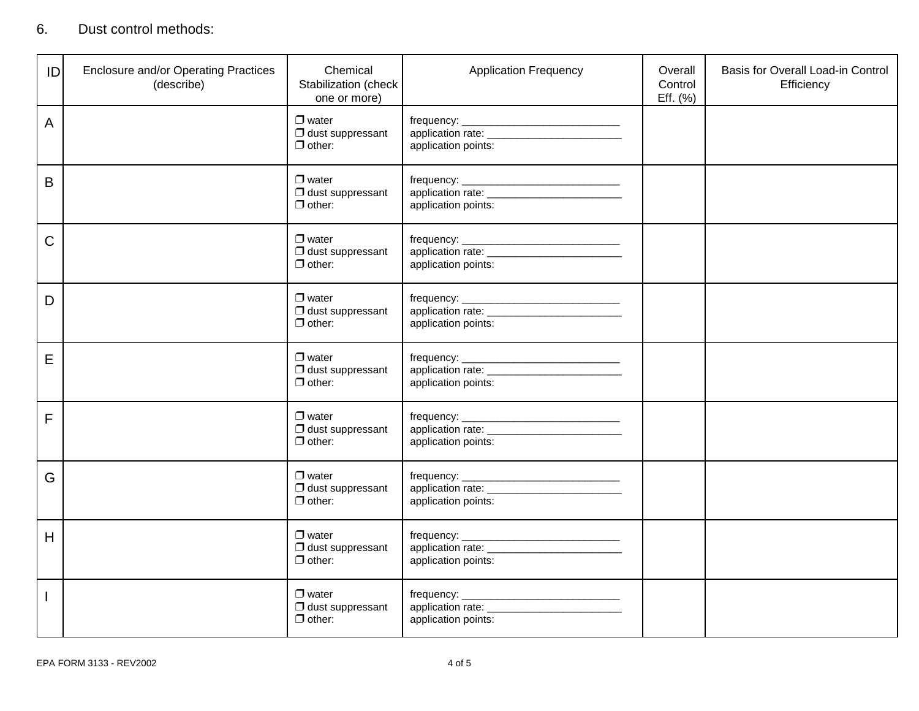6. Dust control methods:

| ID | Enclosure and/or Operating Practices (describe) | Chemical Stabilization (check one or more) | Application Frequency | Overall Control Eff. (%) | Basis for Overall Load-in Control Efficiency |
|---|---|---|---|---|---|
| A | | ❒ water<br>❒ dust suppressant<br>❒ other: | frequency: ___________________________<br>application rate: _______________________<br>application points: | | |
| B | | ❒ water<br>❒ dust suppressant<br>❒ other: | frequency: ___________________________<br>application rate: _______________________<br>application points: | | |
| C | | ❒ water<br>❒ dust suppressant<br>❒ other: | frequency: ___________________________<br>application rate: _______________________<br>application points: | | |
| D | | ❒ water<br>❒ dust suppressant<br>❒ other: | frequency: ___________________________<br>application rate: _______________________<br>application points: | | |
| E | | ❒ water<br>❒ dust suppressant<br>❒ other: | frequency: ___________________________<br>application rate: _______________________<br>application points: | | |
| F | | ❒ water<br>❒ dust suppressant<br>❒ other: | frequency: ___________________________<br>application rate: _______________________<br>application points: | | |
| G | | ❒ water<br>❒ dust suppressant<br>❒ other: | frequency: ___________________________<br>application rate: _______________________<br>application points: | | |
| H | | ❒ water<br>❒ dust suppressant<br>❒ other: | frequency: ___________________________<br>application rate: _______________________<br>application points: | | |
| I | | ❒ water<br>❒ dust suppressant<br>❒ other: | frequency: ___________________________<br>application rate: _______________________<br>application points: | | |

EPA FORM 3133 - REV2002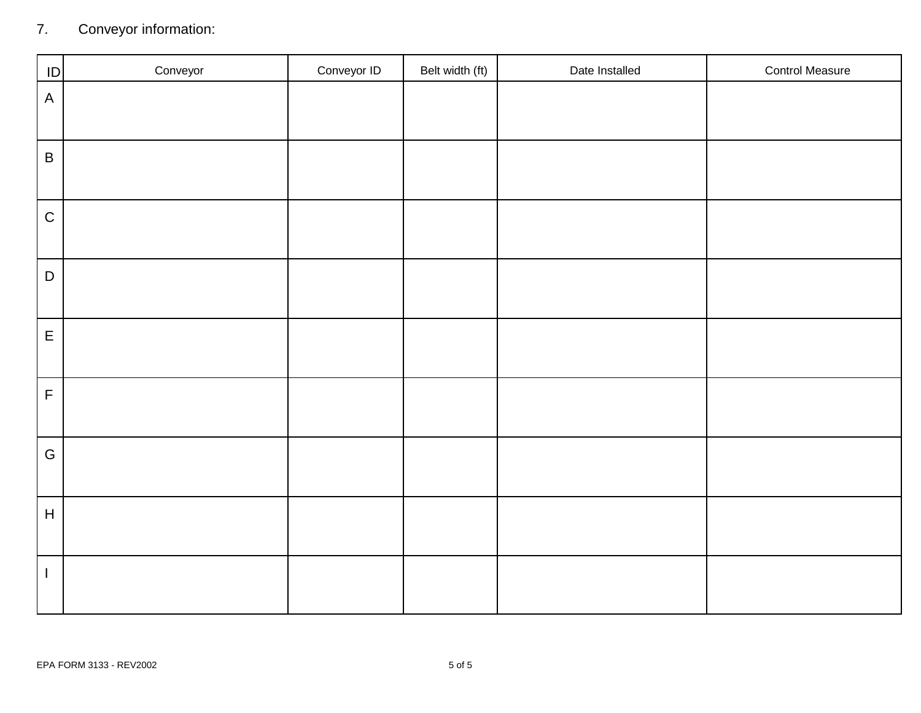7. Conveyor information:

| ID | Conveyor | Conveyor ID | Belt width (ft) | Date Installed | Control Measure |
|---|---|---|---|---|---|
| A | | | | | |
| B | | | | | |
| C | | | | | |
| D | | | | | |
| E | | | | | |
| F | | | | | |
| G | | | | | |
| H | | | | | |
| I | | | | | |

EPA FORM 3133 - REV2002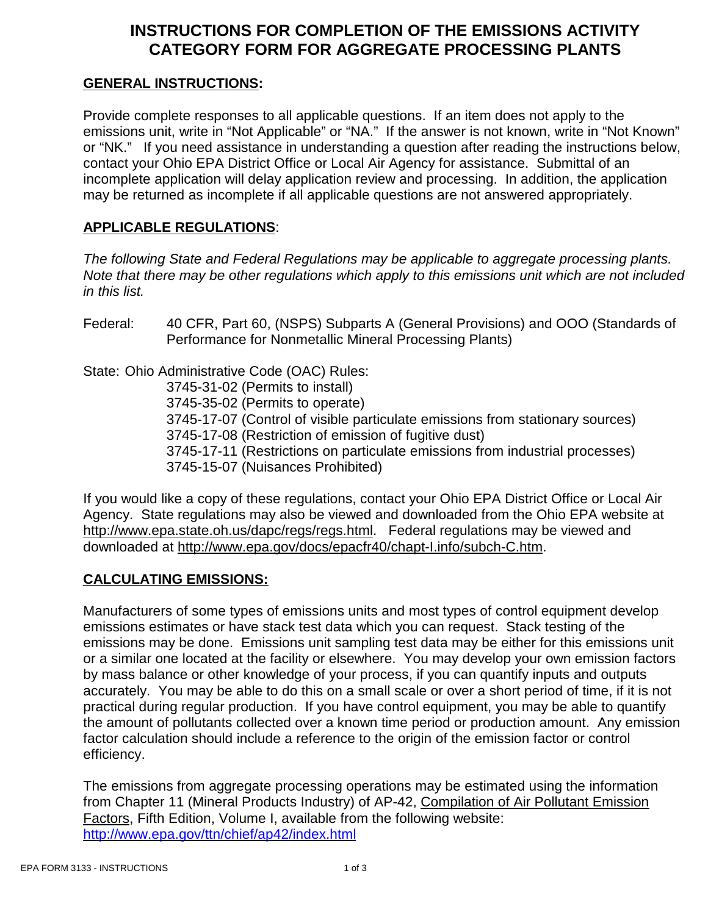# INSTRUCTIONS FOR COMPLETION OF THE EMISSIONS ACTIVITY CATEGORY FORM FOR AGGREGATE PROCESSING PLANTS

## GENERAL INSTRUCTIONS:

Provide complete responses to all applicable questions. If an item does not apply to the emissions unit, write in "Not Applicable" or "NA." If the answer is not known, write in "Not Known" or "NK." If you need assistance in understanding a question after reading the instructions below, contact your Ohio EPA District Office or Local Air Agency for assistance. Submittal of an incomplete application will delay application review and processing. In addition, the application may be returned as incomplete if all applicable questions are not answered appropriately.

## APPLICABLE REGULATIONS:

*The following State and Federal Regulations may be applicable to aggregate processing plants. Note that there may be other regulations which apply to this emissions unit which are not included in this list.*

Federal: 40 CFR, Part 60, (NSPS) Subparts A (General Provisions) and OOO (Standards of Performance for Nonmetallic Mineral Processing Plants)

State: Ohio Administrative Code (OAC) Rules:
- 3745-31-02 (Permits to install)
- 3745-35-02 (Permits to operate)
- 3745-17-07 (Control of visible particulate emissions from stationary sources)
- 3745-17-08 (Restriction of emission of fugitive dust)
- 3745-17-11 (Restrictions on particulate emissions from industrial processes)
- 3745-15-07 (Nuisances Prohibited)

If you would like a copy of these regulations, contact your Ohio EPA District Office or Local Air Agency. State regulations may also be viewed and downloaded from the Ohio EPA website at http://www.epa.state.oh.us/dapc/regs/regs.html. Federal regulations may be viewed and downloaded at http://www.epa.gov/docs/epacfr40/chapt-I.info/subch-C.htm.

## CALCULATING EMISSIONS:

Manufacturers of some types of emissions units and most types of control equipment develop emissions estimates or have stack test data which you can request. Stack testing of the emissions may be done. Emissions unit sampling test data may be either for this emissions unit or a similar one located at the facility or elsewhere. You may develop your own emission factors by mass balance or other knowledge of your process, if you can quantify inputs and outputs accurately. You may be able to do this on a small scale or over a short period of time, if it is not practical during regular production. If you have control equipment, you may be able to quantify the amount of pollutants collected over a known time period or production amount. Any emission factor calculation should include a reference to the origin of the emission factor or control efficiency.

The emissions from aggregate processing operations may be estimated using the information from Chapter 11 (Mineral Products Industry) of AP-42, Compilation of Air Pollutant Emission Factors, Fifth Edition, Volume I, available from the following website: http://www.epa.gov/ttn/chief/ap42/index.html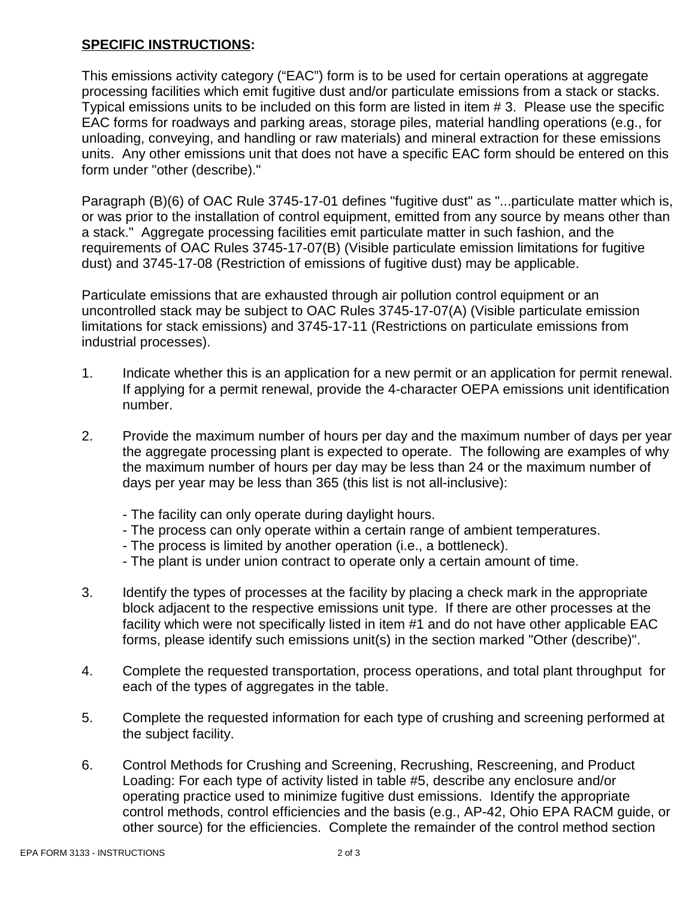**SPECIFIC INSTRUCTIONS:**

This emissions activity category ("EAC") form is to be used for certain operations at aggregate processing facilities which emit fugitive dust and/or particulate emissions from a stack or stacks. Typical emissions units to be included on this form are listed in item # 3. Please use the specific EAC forms for roadways and parking areas, storage piles, material handling operations (e.g., for unloading, conveying, and handling or raw materials) and mineral extraction for these emissions units. Any other emissions unit that does not have a specific EAC form should be entered on this form under "other (describe)."

Paragraph (B)(6) of OAC Rule 3745-17-01 defines "fugitive dust" as "...particulate matter which is, or was prior to the installation of control equipment, emitted from any source by means other than a stack." Aggregate processing facilities emit particulate matter in such fashion, and the requirements of OAC Rules 3745-17-07(B) (Visible particulate emission limitations for fugitive dust) and 3745-17-08 (Restriction of emissions of fugitive dust) may be applicable.

Particulate emissions that are exhausted through air pollution control equipment or an uncontrolled stack may be subject to OAC Rules 3745-17-07(A) (Visible particulate emission limitations for stack emissions) and 3745-17-11 (Restrictions on particulate emissions from industrial processes).

1. Indicate whether this is an application for a new permit or an application for permit renewal. If applying for a permit renewal, provide the 4-character OEPA emissions unit identification number.

2. Provide the maximum number of hours per day and the maximum number of days per year the aggregate processing plant is expected to operate. The following are examples of why the maximum number of hours per day may be less than 24 or the maximum number of days per year may be less than 365 (this list is not all-inclusive):

   - The facility can only operate during daylight hours.
   - The process can only operate within a certain range of ambient temperatures.
   - The process is limited by another operation (i.e., a bottleneck).
   - The plant is under union contract to operate only a certain amount of time.

3. Identify the types of processes at the facility by placing a check mark in the appropriate block adjacent to the respective emissions unit type. If there are other processes at the facility which were not specifically listed in item #1 and do not have other applicable EAC forms, please identify such emissions unit(s) in the section marked "Other (describe)".

4. Complete the requested transportation, process operations, and total plant throughput for each of the types of aggregates in the table.

5. Complete the requested information for each type of crushing and screening performed at the subject facility.

6. Control Methods for Crushing and Screening, Recrushing, Rescreening, and Product Loading: For each type of activity listed in table #5, describe any enclosure and/or operating practice used to minimize fugitive dust emissions. Identify the appropriate control methods, control efficiencies and the basis (e.g., AP-42, Ohio EPA RACM guide, or other source) for the efficiencies. Complete the remainder of the control method section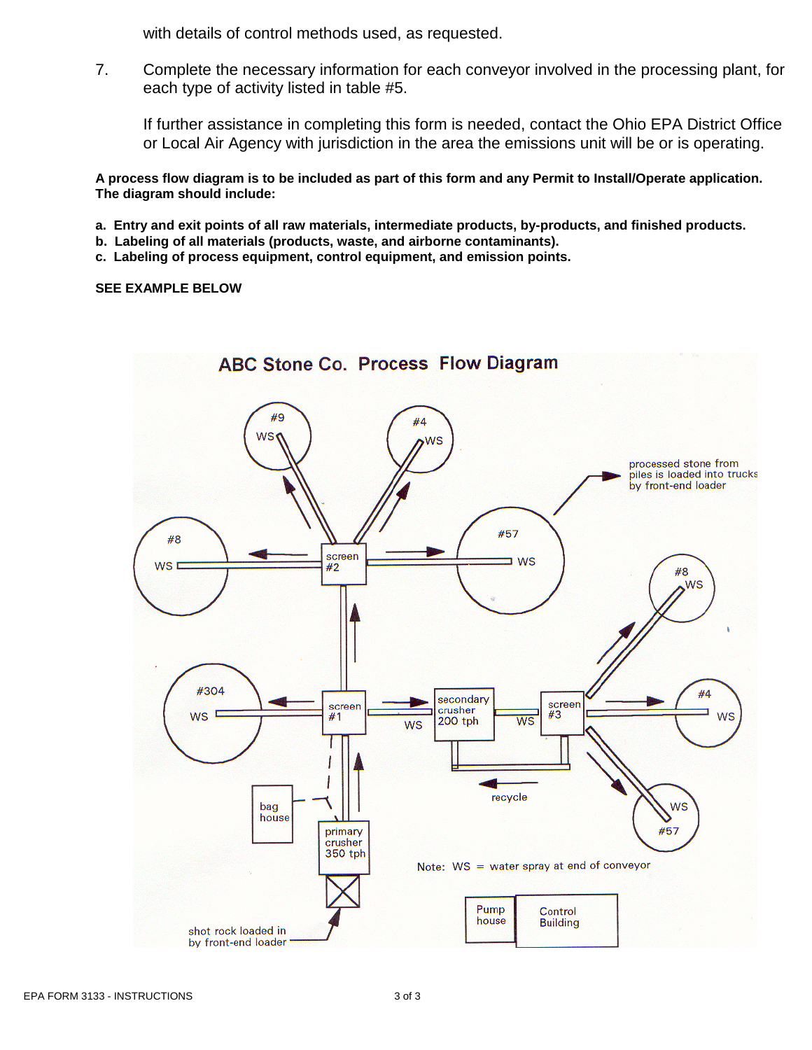with details of control methods used, as requested.

7. Complete the necessary information for each conveyor involved in the processing plant, for each type of activity listed in table #5.

   If further assistance in completing this form is needed, contact the Ohio EPA District Office or Local Air Agency with jurisdiction in the area the emissions unit will be or is operating.

**A process flow diagram is to be included as part of this form and any Permit to Install/Operate application. The diagram should include:**

**a. Entry and exit points of all raw materials, intermediate products, by-products, and finished products.**
**b. Labeling of all materials (products, waste, and airborne contaminants).**
**c. Labeling of process equipment, control equipment, and emission points.**

**SEE EXAMPLE BELOW**

ABC Stone Co. Process Flow Diagram

#9 WS

#4 WS

processed stone from piles is loaded into trucks by front-end loader

#8 WS

screen #2

#57 WS

#8 WS

#304 WS

screen #1

WS

secondary crusher 200 tph

WS

screen #3

#4 WS

recycle

WS #57

bag house

primary crusher 350 tph

Note: WS = water spray at end of conveyor

shot rock loaded in by front-end loader

Pump house

Control Building